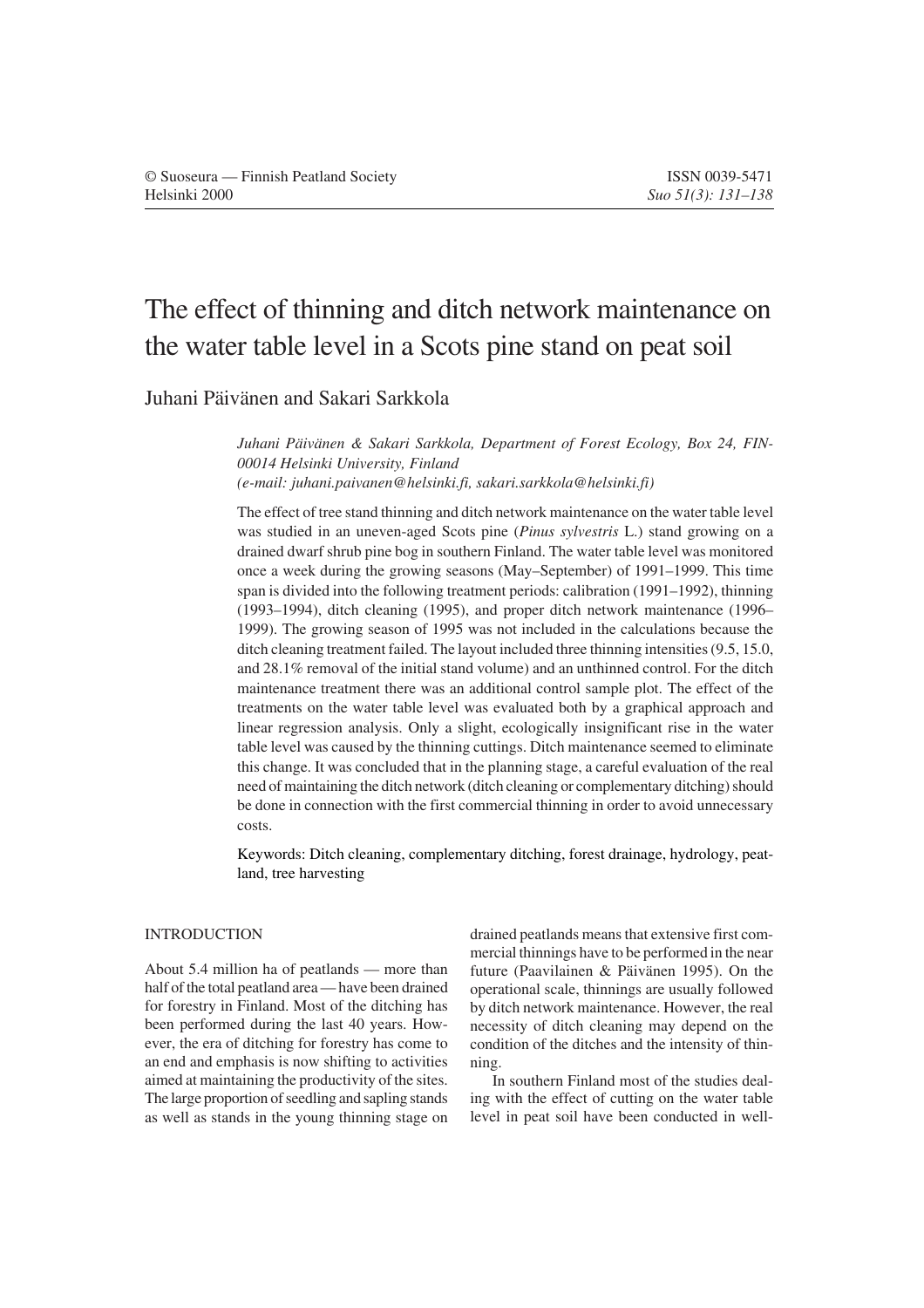# The effect of thinning and ditch network maintenance on the water table level in a Scots pine stand on peat soil

Juhani Päivänen and Sakari Sarkkola

*Juhani Päivänen & Sakari Sarkkola, Department of Forest Ecology, Box 24, FIN-00014 Helsinki University, Finland*
*(e-mail: juhani.paivanen@helsinki.fi, sakari.sarkkola@helsinki.fi)*

The effect of tree stand thinning and ditch network maintenance on the water table level was studied in an uneven-aged Scots pine (*Pinus sylvestris* L.) stand growing on a drained dwarf shrub pine bog in southern Finland. The water table level was monitored once a week during the growing seasons (May–September) of 1991–1999. This time span is divided into the following treatment periods: calibration (1991–1992), thinning (1993–1994), ditch cleaning (1995), and proper ditch network maintenance (1996–1999). The growing season of 1995 was not included in the calculations because the ditch cleaning treatment failed. The layout included three thinning intensities (9.5, 15.0, and 28.1% removal of the initial stand volume) and an unthinned control. For the ditch maintenance treatment there was an additional control sample plot. The effect of the treatments on the water table level was evaluated both by a graphical approach and linear regression analysis. Only a slight, ecologically insignificant rise in the water table level was caused by the thinning cuttings. Ditch maintenance seemed to eliminate this change. It was concluded that in the planning stage, a careful evaluation of the real need of maintaining the ditch network (ditch cleaning or complementary ditching) should be done in connection with the first commercial thinning in order to avoid unnecessary costs.

Keywords: Ditch cleaning, complementary ditching, forest drainage, hydrology, peatland, tree harvesting

## INTRODUCTION

About 5.4 million ha of peatlands — more than half of the total peatland area — have been drained for forestry in Finland. Most of the ditching has been performed during the last 40 years. However, the era of ditching for forestry has come to an end and emphasis is now shifting to activities aimed at maintaining the productivity of the sites. The large proportion of seedling and sapling stands as well as stands in the young thinning stage on drained peatlands means that extensive first commercial thinnings have to be performed in the near future (Paavilainen & Päivänen 1995). On the operational scale, thinnings are usually followed by ditch network maintenance. However, the real necessity of ditch cleaning may depend on the condition of the ditches and the intensity of thinning.

In southern Finland most of the studies dealing with the effect of cutting on the water table level in peat soil have been conducted in well-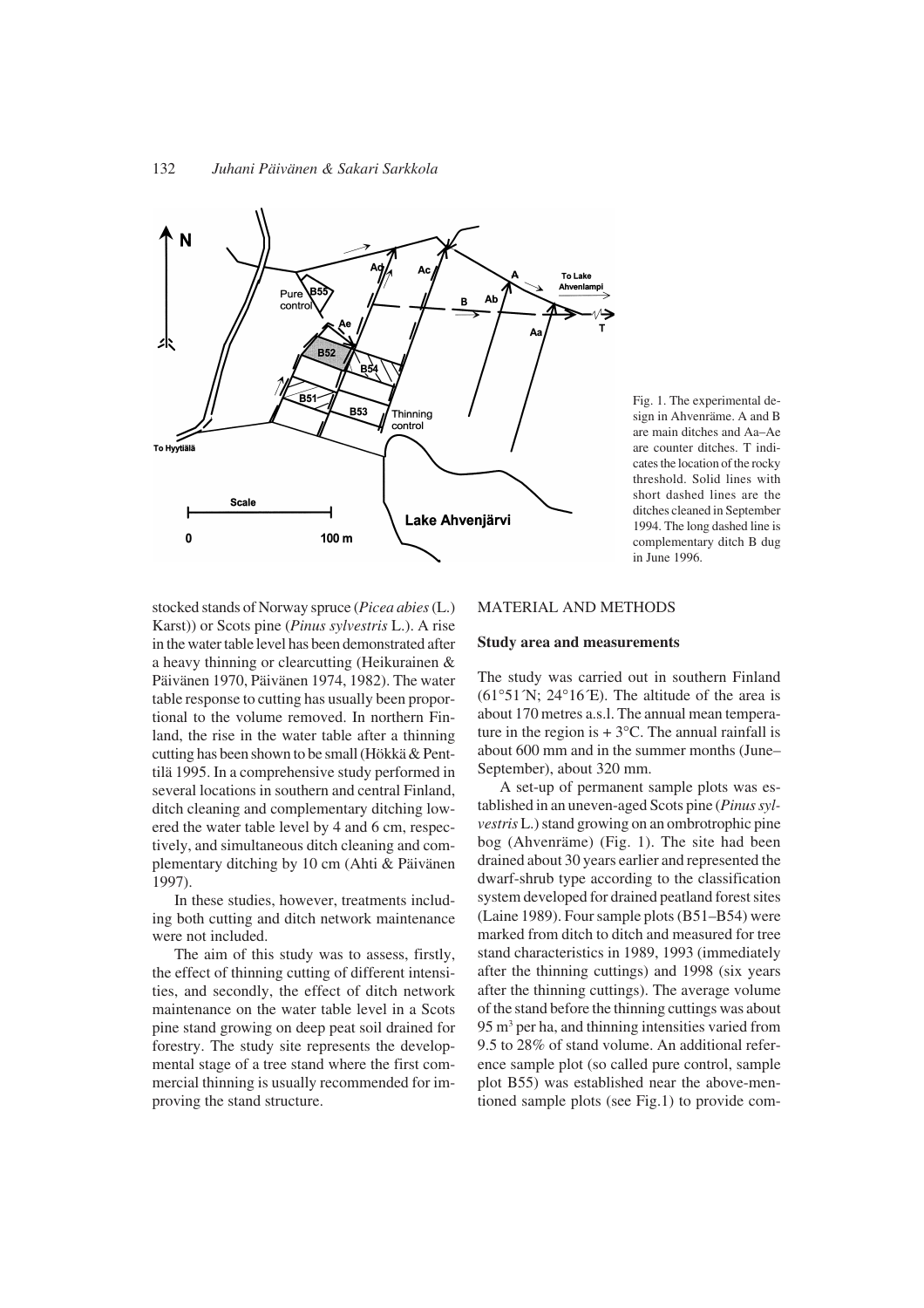Fig. 1. The experimental design in Ahvenräme. A and B are main ditches and Aa–Ae are counter ditches. T indicates the location of the rocky threshold. Solid lines with short dashed lines are the ditches cleaned in September 1994. The long dashed line is complementary ditch B dug in June 1996.

stocked stands of Norway spruce (*Picea abies* (L.) Karst)) or Scots pine (*Pinus sylvestris* L.). A rise in the water table level has been demonstrated after a heavy thinning or clearcutting (Heikurainen & Päivänen 1970, Päivänen 1974, 1982). The water table response to cutting has usually been proportional to the volume removed. In northern Finland, the rise in the water table after a thinning cutting has been shown to be small (Hökkä & Penttilä 1995. In a comprehensive study performed in several locations in southern and central Finland, ditch cleaning and complementary ditching lowered the water table level by 4 and 6 cm, respectively, and simultaneous ditch cleaning and complementary ditching by 10 cm (Ahti & Päivänen 1997).

In these studies, however, treatments including both cutting and ditch network maintenance were not included.

The aim of this study was to assess, firstly, the effect of thinning cutting of different intensities, and secondly, the effect of ditch network maintenance on the water table level in a Scots pine stand growing on deep peat soil drained for forestry. The study site represents the developmental stage of a tree stand where the first commercial thinning is usually recommended for improving the stand structure.

## MATERIAL AND METHODS

### Study area and measurements

The study was carried out in southern Finland (61°51´N; 24°16´E). The altitude of the area is about 170 metres a.s.l. The annual mean temperature in the region is + 3°C. The annual rainfall is about 600 mm and in the summer months (June–September), about 320 mm.

A set-up of permanent sample plots was established in an uneven-aged Scots pine (*Pinus sylvestris* L.) stand growing on an ombrotrophic pine bog (Ahvenräme) (Fig. 1). The site had been drained about 30 years earlier and represented the dwarf-shrub type according to the classification system developed for drained peatland forest sites (Laine 1989). Four sample plots (B51–B54) were marked from ditch to ditch and measured for tree stand characteristics in 1989, 1993 (immediately after the thinning cuttings) and 1998 (six years after the thinning cuttings). The average volume of the stand before the thinning cuttings was about 95 m$^3$ per ha, and thinning intensities varied from 9.5 to 28% of stand volume. An additional reference sample plot (so called pure control, sample plot B55) was established near the above-mentioned sample plots (see Fig.1) to provide com-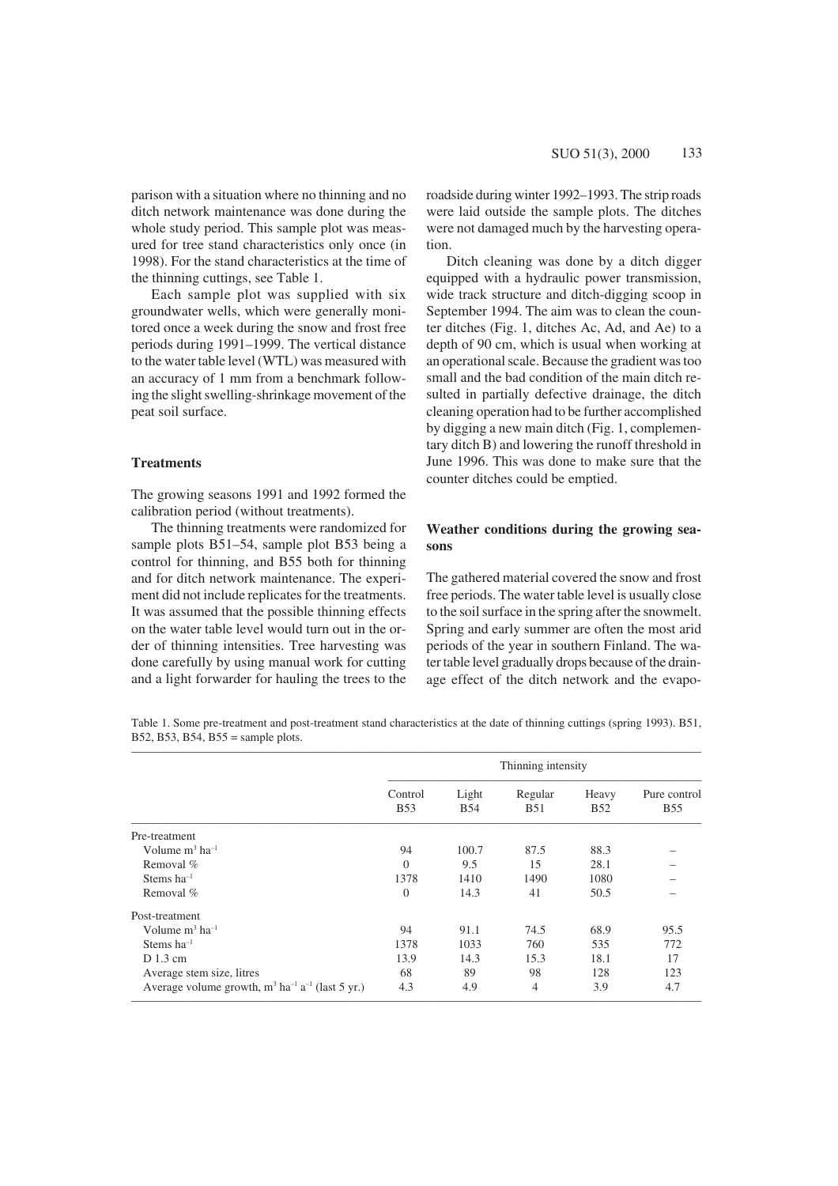parison with a situation where no thinning and no ditch network maintenance was done during the whole study period. This sample plot was measured for tree stand characteristics only once (in 1998). For the stand characteristics at the time of the thinning cuttings, see Table 1.

Each sample plot was supplied with six groundwater wells, which were generally monitored once a week during the snow and frost free periods during 1991–1999. The vertical distance to the water table level (WTL) was measured with an accuracy of 1 mm from a benchmark following the slight swelling-shrinkage movement of the peat soil surface.

### Treatments

The growing seasons 1991 and 1992 formed the calibration period (without treatments).

The thinning treatments were randomized for sample plots B51–54, sample plot B53 being a control for thinning, and B55 both for thinning and for ditch network maintenance. The experiment did not include replicates for the treatments. It was assumed that the possible thinning effects on the water table level would turn out in the order of thinning intensities. Tree harvesting was done carefully by using manual work for cutting and a light forwarder for hauling the trees to the roadside during winter 1992–1993. The strip roads were laid outside the sample plots. The ditches were not damaged much by the harvesting operation.

Ditch cleaning was done by a ditch digger equipped with a hydraulic power transmission, wide track structure and ditch-digging scoop in September 1994. The aim was to clean the counter ditches (Fig. 1, ditches Ac, Ad, and Ae) to a depth of 90 cm, which is usual when working at an operational scale. Because the gradient was too small and the bad condition of the main ditch resulted in partially defective drainage, the ditch cleaning operation had to be further accomplished by digging a new main ditch (Fig. 1, complementary ditch B) and lowering the runoff threshold in June 1996. This was done to make sure that the counter ditches could be emptied.

### Weather conditions during the growing seasons

The gathered material covered the snow and frost free periods. The water table level is usually close to the soil surface in the spring after the snowmelt. Spring and early summer are often the most arid periods of the year in southern Finland. The water table level gradually drops because of the drainage effect of the ditch network and the evapo-

Table 1. Some pre-treatment and post-treatment stand characteristics at the date of thinning cuttings (spring 1993). B51, B52, B53, B54, B55 = sample plots.

| | Thinning intensity | | | | |
|---|---|---|---|---|---|
| | Control B53 | Light B54 | Regular B51 | Heavy B52 | Pure control B55 |
| Pre-treatment | | | | | |
| Volume $m^3$ $ha^{-1}$ | 94 | 100.7 | 87.5 | 88.3 | – |
| Removal % | 0 | 9.5 | 15 | 28.1 | – |
| Stems $ha^{-1}$ | 1378 | 1410 | 1490 | 1080 | – |
| Removal % | 0 | 14.3 | 41 | 50.5 | – |
| Post-treatment | | | | | |
| Volume $m^3$ $ha^{-1}$ | 94 | 91.1 | 74.5 | 68.9 | 95.5 |
| Stems $ha^{-1}$ | 1378 | 1033 | 760 | 535 | 772 |
| D 1.3 cm | 13.9 | 14.3 | 15.3 | 18.1 | 17 |
| Average stem size, litres | 68 | 89 | 98 | 128 | 123 |
| Average volume growth, $m^3$ $ha^{-1}$ $a^{-1}$ (last 5 yr.) | 4.3 | 4.9 | 4 | 3.9 | 4.7 |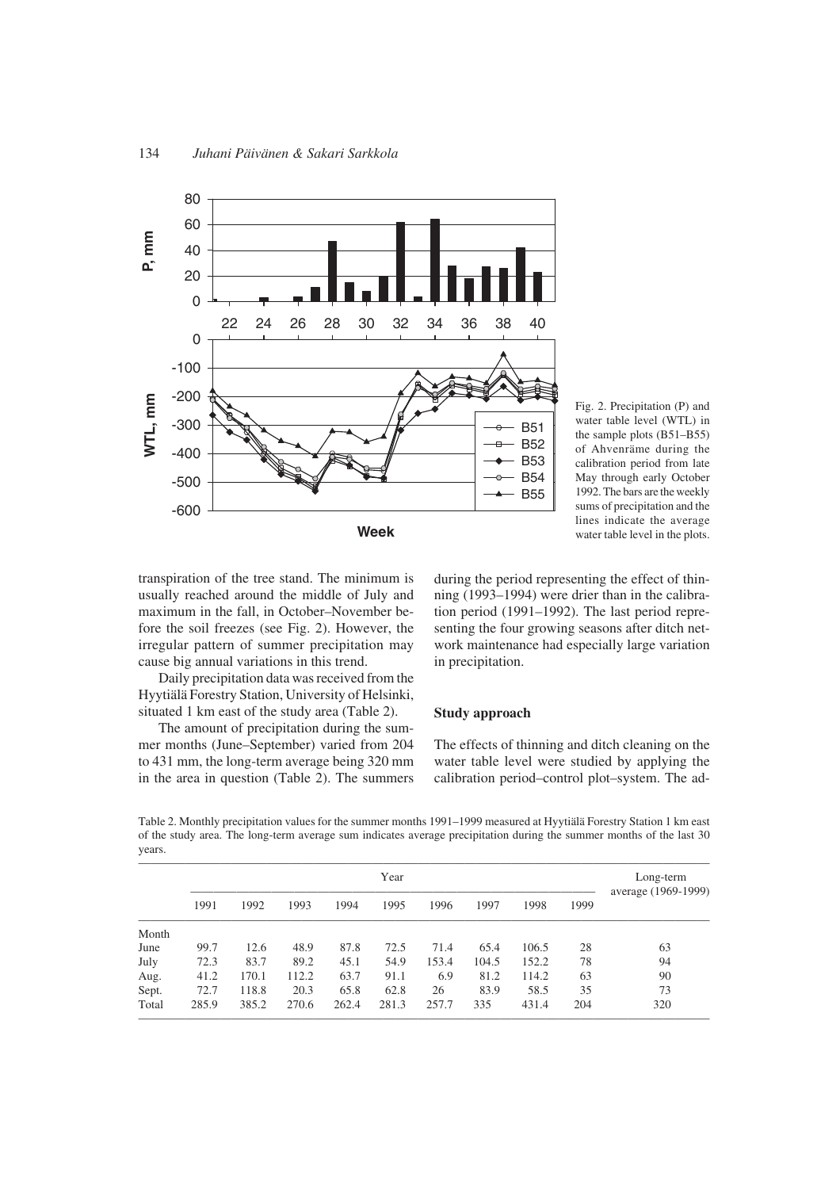Fig. 2. Precipitation (P) and water table level (WTL) in the sample plots (B51–B55) of Ahvenräme during the calibration period from late May through early October 1992. The bars are the weekly sums of precipitation and the lines indicate the average water table level in the plots.

transpiration of the tree stand. The minimum is usually reached around the middle of July and maximum in the fall, in October–November before the soil freezes (see Fig. 2). However, the irregular pattern of summer precipitation may cause big annual variations in this trend.

Daily precipitation data was received from the Hyytiälä Forestry Station, University of Helsinki, situated 1 km east of the study area (Table 2).

The amount of precipitation during the summer months (June–September) varied from 204 to 431 mm, the long-term average being 320 mm in the area in question (Table 2). The summers during the period representing the effect of thinning (1993–1994) were drier than in the calibration period (1991–1992). The last period representing the four growing seasons after ditch network maintenance had especially large variation in precipitation.

### Study approach

The effects of thinning and ditch cleaning on the water table level were studied by applying the calibration period–control plot–system. The ad-

Table 2. Monthly precipitation values for the summer months 1991–1999 measured at Hyytiälä Forestry Station 1 km east of the study area. The long-term average sum indicates average precipitation during the summer months of the last 30 years.

| | Year | | | | | | | | | Long-term average (1969-1999) |
|---|---|---|---|---|---|---|---|---|---|---|
| | 1991 | 1992 | 1993 | 1994 | 1995 | 1996 | 1997 | 1998 | 1999 | |
| Month | | | | | | | | | | |
| June | 99.7 | 12.6 | 48.9 | 87.8 | 72.5 | 71.4 | 65.4 | 106.5 | 28 | 63 |
| July | 72.3 | 83.7 | 89.2 | 45.1 | 54.9 | 153.4 | 104.5 | 152.2 | 78 | 94 |
| Aug. | 41.2 | 170.1 | 112.2 | 63.7 | 91.1 | 6.9 | 81.2 | 114.2 | 63 | 90 |
| Sept. | 72.7 | 118.8 | 20.3 | 65.8 | 62.8 | 26 | 83.9 | 58.5 | 35 | 73 |
| Total | 285.9 | 385.2 | 270.6 | 262.4 | 281.3 | 257.7 | 335 | 431.4 | 204 | 320 |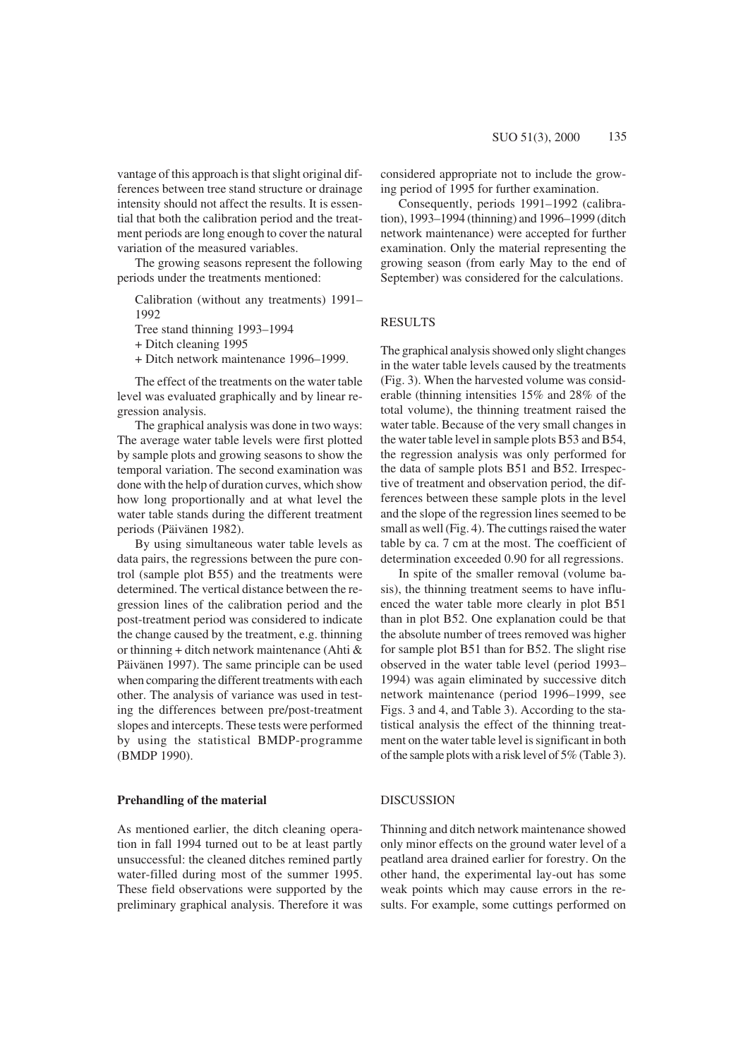vantage of this approach is that slight original differences between tree stand structure or drainage intensity should not affect the results. It is essential that both the calibration period and the treatment periods are long enough to cover the natural variation of the measured variables.

The growing seasons represent the following periods under the treatments mentioned:

Calibration (without any treatments) 1991–1992
Tree stand thinning 1993–1994
+ Ditch cleaning 1995
+ Ditch network maintenance 1996–1999.

The effect of the treatments on the water table level was evaluated graphically and by linear regression analysis.

The graphical analysis was done in two ways: The average water table levels were first plotted by sample plots and growing seasons to show the temporal variation. The second examination was done with the help of duration curves, which show how long proportionally and at what level the water table stands during the different treatment periods (Päivänen 1982).

By using simultaneous water table levels as data pairs, the regressions between the pure control (sample plot B55) and the treatments were determined. The vertical distance between the regression lines of the calibration period and the post-treatment period was considered to indicate the change caused by the treatment, e.g. thinning or thinning + ditch network maintenance (Ahti & Päivänen 1997). The same principle can be used when comparing the different treatments with each other. The analysis of variance was used in testing the differences between pre/post-treatment slopes and intercepts. These tests were performed by using the statistical BMDP-programme (BMDP 1990).

### Prehandling of the material

As mentioned earlier, the ditch cleaning operation in fall 1994 turned out to be at least partly unsuccessful: the cleaned ditches remined partly water-filled during most of the summer 1995. These field observations were supported by the preliminary graphical analysis. Therefore it was considered appropriate not to include the growing period of 1995 for further examination.

Consequently, periods 1991–1992 (calibration), 1993–1994 (thinning) and 1996–1999 (ditch network maintenance) were accepted for further examination. Only the material representing the growing season (from early May to the end of September) was considered for the calculations.

## RESULTS

The graphical analysis showed only slight changes in the water table levels caused by the treatments (Fig. 3). When the harvested volume was considerable (thinning intensities 15% and 28% of the total volume), the thinning treatment raised the water table. Because of the very small changes in the water table level in sample plots B53 and B54, the regression analysis was only performed for the data of sample plots B51 and B52. Irrespective of treatment and observation period, the differences between these sample plots in the level and the slope of the regression lines seemed to be small as well (Fig. 4). The cuttings raised the water table by ca. 7 cm at the most. The coefficient of determination exceeded 0.90 for all regressions.

In spite of the smaller removal (volume basis), the thinning treatment seems to have influenced the water table more clearly in plot B51 than in plot B52. One explanation could be that the absolute number of trees removed was higher for sample plot B51 than for B52. The slight rise observed in the water table level (period 1993–1994) was again eliminated by successive ditch network maintenance (period 1996–1999, see Figs. 3 and 4, and Table 3). According to the statistical analysis the effect of the thinning treatment on the water table level is significant in both of the sample plots with a risk level of 5% (Table 3).

## DISCUSSION

Thinning and ditch network maintenance showed only minor effects on the ground water level of a peatland area drained earlier for forestry. On the other hand, the experimental lay-out has some weak points which may cause errors in the results. For example, some cuttings performed on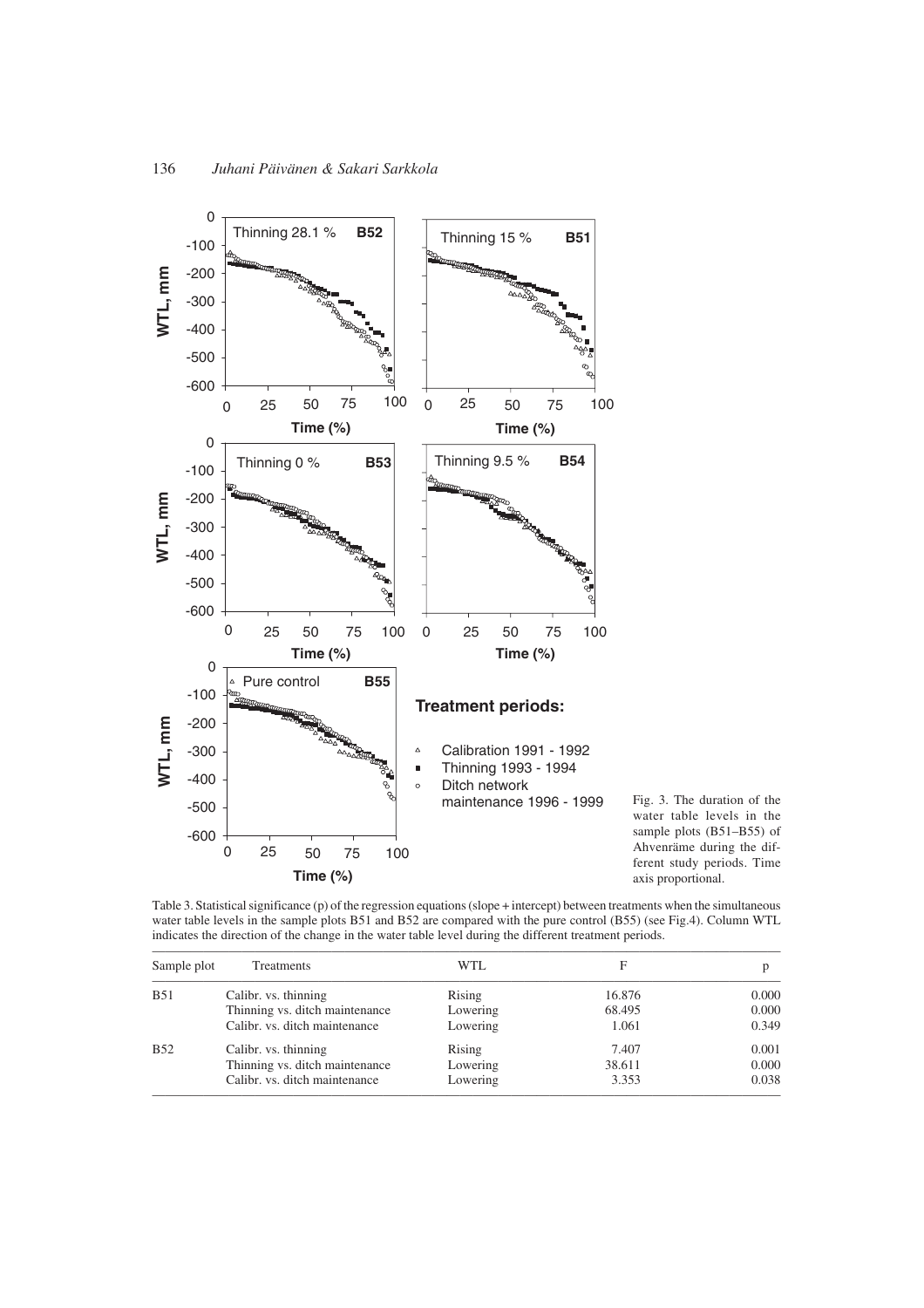Fig. 3. The duration of the water table levels in the sample plots (B51–B55) of Ahvenräme during the different study periods. Time axis proportional.

Table 3. Statistical significance (p) of the regression equations (slope + intercept) between treatments when the simultaneous water table levels in the sample plots B51 and B52 are compared with the pure control (B55) (see Fig.4). Column WTL indicates the direction of the change in the water table level during the different treatment periods.

| Sample plot | Treatments | WTL | F | p |
|---|---|---|---|---|
| B51 | Calibr. vs. thinning | Rising | 16.876 | 0.000 |
| | Thinning vs. ditch maintenance | Lowering | 68.495 | 0.000 |
| | Calibr. vs. ditch maintenance | Lowering | 1.061 | 0.349 |
| B52 | Calibr. vs. thinning | Rising | 7.407 | 0.001 |
| | Thinning vs. ditch maintenance | Lowering | 38.611 | 0.000 |
| | Calibr. vs. ditch maintenance | Lowering | 3.353 | 0.038 |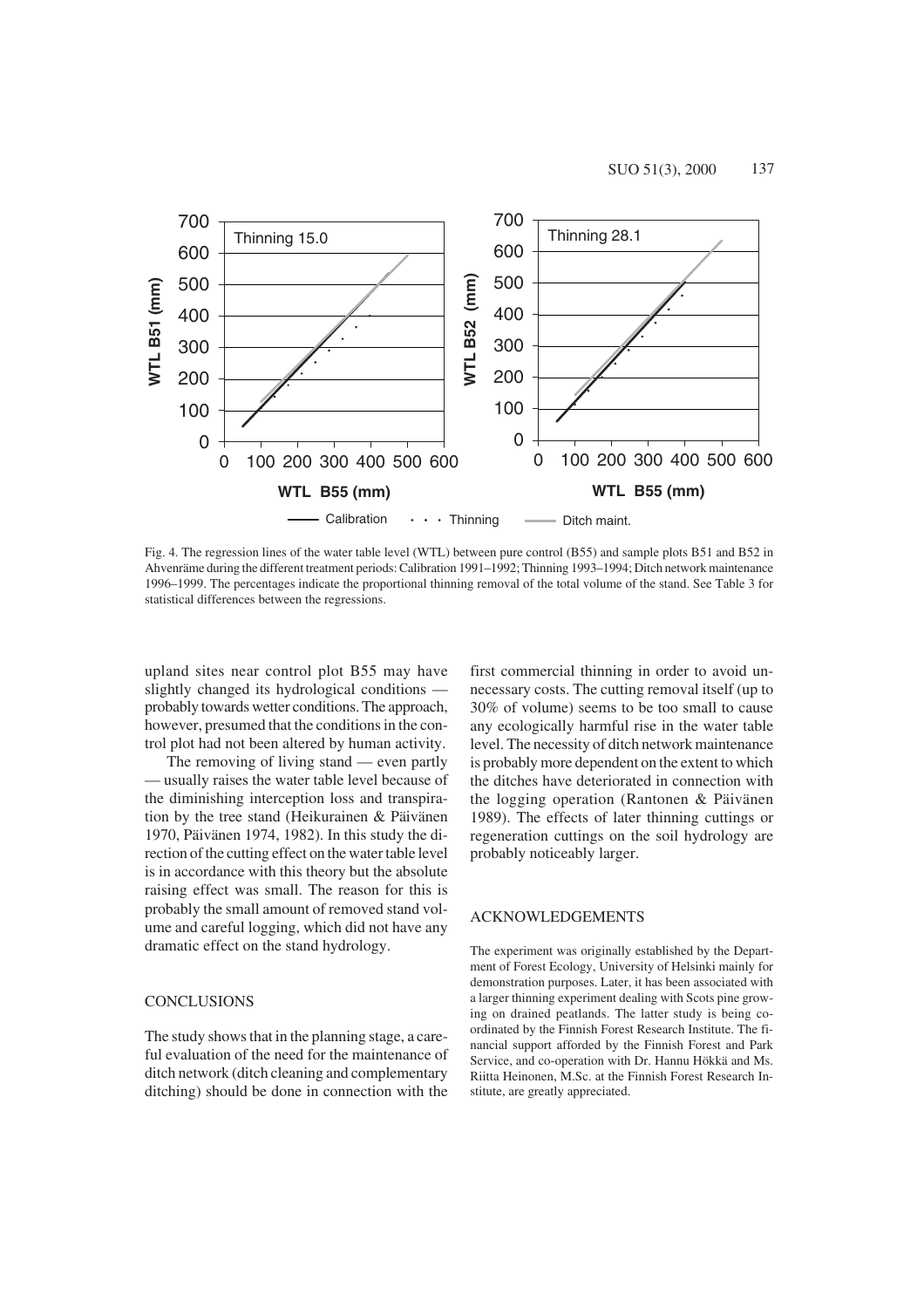Fig. 4. The regression lines of the water table level (WTL) between pure control (B55) and sample plots B51 and B52 in Ahvenräme during the different treatment periods: Calibration 1991–1992; Thinning 1993–1994; Ditch network maintenance 1996–1999. The percentages indicate the proportional thinning removal of the total volume of the stand. See Table 3 for statistical differences between the regressions.

upland sites near control plot B55 may have slightly changed its hydrological conditions — probably towards wetter conditions. The approach, however, presumed that the conditions in the control plot had not been altered by human activity.

The removing of living stand — even partly — usually raises the water table level because of the diminishing interception loss and transpiration by the tree stand (Heikurainen & Päivänen 1970, Päivänen 1974, 1982). In this study the direction of the cutting effect on the water table level is in accordance with this theory but the absolute raising effect was small. The reason for this is probably the small amount of removed stand volume and careful logging, which did not have any dramatic effect on the stand hydrology.

## CONCLUSIONS

The study shows that in the planning stage, a careful evaluation of the need for the maintenance of ditch network (ditch cleaning and complementary ditching) should be done in connection with the first commercial thinning in order to avoid unnecessary costs. The cutting removal itself (up to 30% of volume) seems to be too small to cause any ecologically harmful rise in the water table level. The necessity of ditch network maintenance is probably more dependent on the extent to which the ditches have deteriorated in connection with the logging operation (Rantonen & Päivänen 1989). The effects of later thinning cuttings or regeneration cuttings on the soil hydrology are probably noticeably larger.

## ACKNOWLEDGEMENTS

The experiment was originally established by the Department of Forest Ecology, University of Helsinki mainly for demonstration purposes. Later, it has been associated with a larger thinning experiment dealing with Scots pine growing on drained peatlands. The latter study is being coordinated by the Finnish Forest Research Institute. The financial support afforded by the Finnish Forest and Park Service, and co-operation with Dr. Hannu Hökkä and Ms. Riitta Heinonen, M.Sc. at the Finnish Forest Research Institute, are greatly appreciated.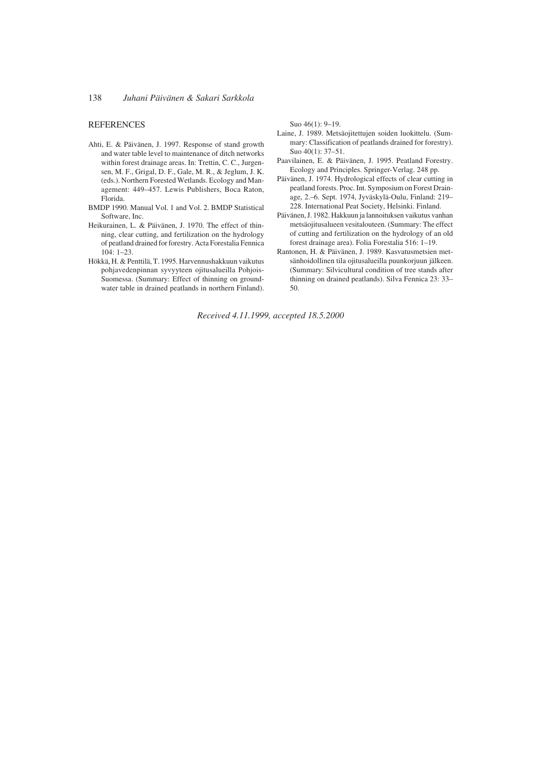## REFERENCES

Ahti, E. & Päivänen, J. 1997. Response of stand growth and water table level to maintenance of ditch networks within forest drainage areas. In: Trettin, C. C., Jurgensen, M. F., Grigal, D. F., Gale, M. R., & Jeglum, J. K. (eds.). Northern Forested Wetlands. Ecology and Management: 449–457. Lewis Publishers, Boca Raton, Florida.

BMDP 1990. Manual Vol. 1 and Vol. 2. BMDP Statistical Software, Inc.

Heikurainen, L. & Päivänen, J. 1970. The effect of thinning, clear cutting, and fertilization on the hydrology of peatland drained for forestry. Acta Forestalia Fennica 104: 1–23.

Hökkä, H. & Penttilä, T. 1995. Harvennushakkuun vaikutus pohjavedenpinnan syvyyteen ojitusalueilla Pohjois-Suomessa. (Summary: Effect of thinning on groundwater table in drained peatlands in northern Finland). Suo 46(1): 9–19.

Laine, J. 1989. Metsäojitettujen soiden luokittelu. (Summary: Classification of peatlands drained for forestry). Suo 40(1): 37–51.

Paavilainen, E. & Päivänen, J. 1995. Peatland Forestry. Ecology and Principles. Springer-Verlag. 248 pp.

Päivänen, J. 1974. Hydrological effects of clear cutting in peatland forests. Proc. Int. Symposium on Forest Drainage, 2.–6. Sept. 1974, Jyväskylä-Oulu, Finland: 219–228. International Peat Society, Helsinki. Finland.

Päivänen, J. 1982. Hakkuun ja lannoituksen vaikutus vanhan metsäojitusalueen vesitalouteen. (Summary: The effect of cutting and fertilization on the hydrology of an old forest drainage area). Folia Forestalia 516: 1–19.

Rantonen, H. & Päivänen, J. 1989. Kasvatusmetsien metsänhoidollinen tila ojitusalueilla puunkorjuun jälkeen. (Summary: Silvicultural condition of tree stands after thinning on drained peatlands). Silva Fennica 23: 33–50.

*Received 4.11.1999, accepted 18.5.2000*